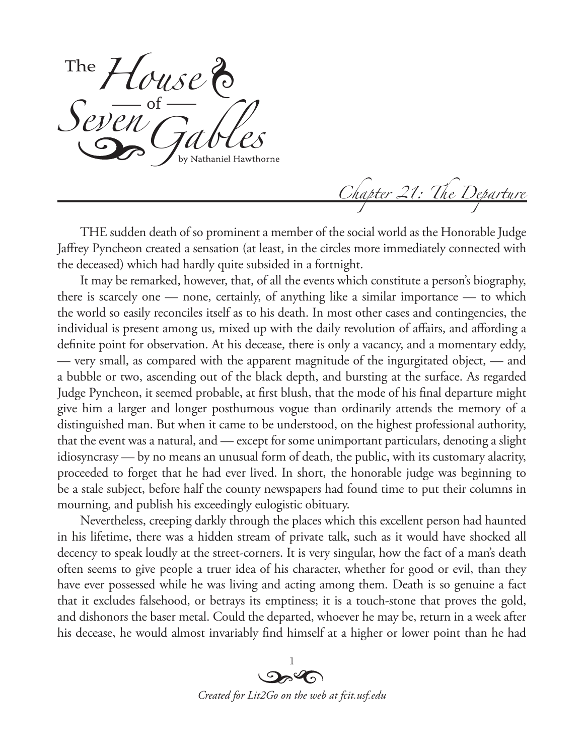# The House of Seven Gables

by Nathaniel Hawthorne

## Chapter 21: The Departure

THE sudden death of so prominent a member of the social world as the Honorable Judge Jaffrey Pyncheon created a sensation (at least, in the circles more immediately connected with the deceased) which had hardly quite subsided in a fortnight.

It may be remarked, however, that, of all the events which constitute a person's biography, there is scarcely one — none, certainly, of anything like a similar importance — to which the world so easily reconciles itself as to his death. In most other cases and contingencies, the individual is present among us, mixed up with the daily revolution of affairs, and affording a definite point for observation. At his decease, there is only a vacancy, and a momentary eddy, — very small, as compared with the apparent magnitude of the ingurgitated object, — and a bubble or two, ascending out of the black depth, and bursting at the surface. As regarded Judge Pyncheon, it seemed probable, at first blush, that the mode of his final departure might give him a larger and longer posthumous vogue than ordinarily attends the memory of a distinguished man. But when it came to be understood, on the highest professional authority, that the event was a natural, and — except for some unimportant particulars, denoting a slight idiosyncrasy — by no means an unusual form of death, the public, with its customary alacrity, proceeded to forget that he had ever lived. In short, the honorable judge was beginning to be a stale subject, before half the county newspapers had found time to put their columns in mourning, and publish his exceedingly eulogistic obituary.

Nevertheless, creeping darkly through the places which this excellent person had haunted in his lifetime, there was a hidden stream of private talk, such as it would have shocked all decency to speak loudly at the street-corners. It is very singular, how the fact of a man's death often seems to give people a truer idea of his character, whether for good or evil, than they have ever possessed while he was living and acting among them. Death is so genuine a fact that it excludes falsehood, or betrays its emptiness; it is a touch-stone that proves the gold, and dishonors the baser metal. Could the departed, whoever he may be, return in a week after his decease, he would almost invariably find himself at a higher or lower point than he had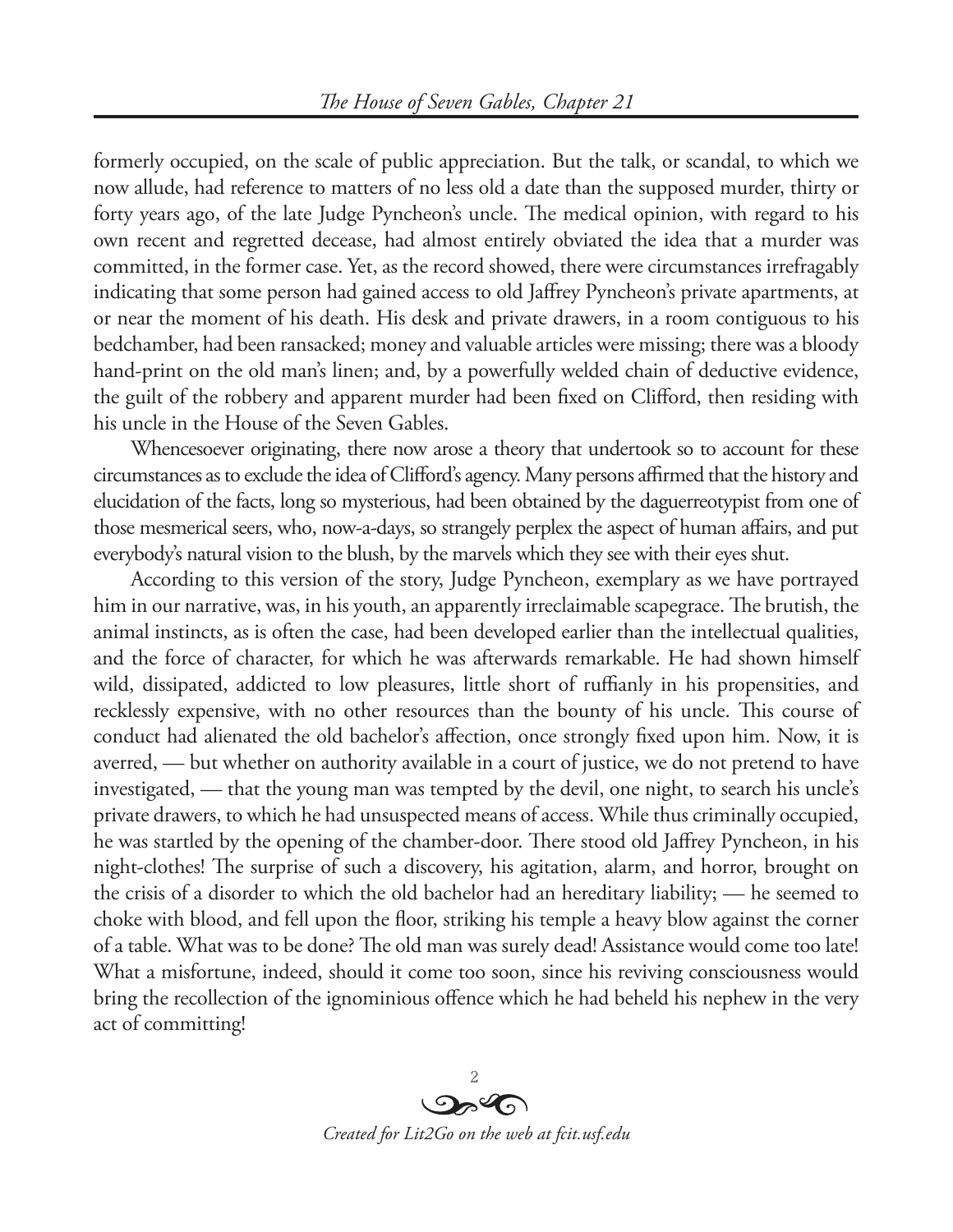formerly occupied, on the scale of public appreciation. But the talk, or scandal, to which we now allude, had reference to matters of no less old a date than the supposed murder, thirty or forty years ago, of the late Judge Pyncheon's uncle. The medical opinion, with regard to his own recent and regretted decease, had almost entirely obviated the idea that a murder was committed, in the former case. Yet, as the record showed, there were circumstances irrefragably indicating that some person had gained access to old Jaffrey Pyncheon's private apartments, at or near the moment of his death. His desk and private drawers, in a room contiguous to his bedchamber, had been ransacked; money and valuable articles were missing; there was a bloody hand-print on the old man's linen; and, by a powerfully welded chain of deductive evidence, the guilt of the robbery and apparent murder had been fixed on Clifford, then residing with his uncle in the House of the Seven Gables.

Whencesoever originating, there now arose a theory that undertook so to account for these circumstances as to exclude the idea of Clifford's agency. Many persons affirmed that the history and elucidation of the facts, long so mysterious, had been obtained by the daguerreotypist from one of those mesmerical seers, who, now-a-days, so strangely perplex the aspect of human affairs, and put everybody's natural vision to the blush, by the marvels which they see with their eyes shut.

According to this version of the story, Judge Pyncheon, exemplary as we have portrayed him in our narrative, was, in his youth, an apparently irreclaimable scapegrace. The brutish, the animal instincts, as is often the case, had been developed earlier than the intellectual qualities, and the force of character, for which he was afterwards remarkable. He had shown himself wild, dissipated, addicted to low pleasures, little short of ruffianly in his propensities, and recklessly expensive, with no other resources than the bounty of his uncle. This course of conduct had alienated the old bachelor's affection, once strongly fixed upon him. Now, it is averred, — but whether on authority available in a court of justice, we do not pretend to have investigated, — that the young man was tempted by the devil, one night, to search his uncle's private drawers, to which he had unsuspected means of access. While thus criminally occupied, he was startled by the opening of the chamber-door. There stood old Jaffrey Pyncheon, in his night-clothes! The surprise of such a discovery, his agitation, alarm, and horror, brought on the crisis of a disorder to which the old bachelor had an hereditary liability; — he seemed to choke with blood, and fell upon the floor, striking his temple a heavy blow against the corner of a table. What was to be done? The old man was surely dead! Assistance would come too late! What a misfortune, indeed, should it come too soon, since his reviving consciousness would bring the recollection of the ignominious offence which he had beheld his nephew in the very act of committing!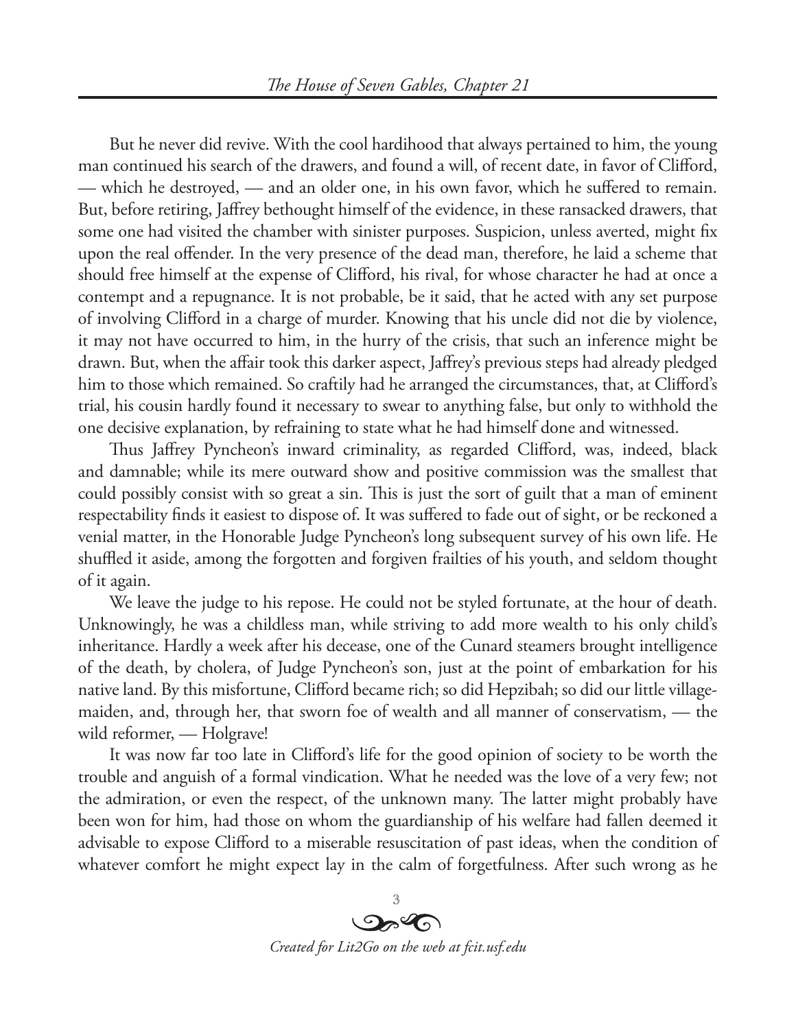But he never did revive. With the cool hardihood that always pertained to him, the young man continued his search of the drawers, and found a will, of recent date, in favor of Clifford, — which he destroyed, — and an older one, in his own favor, which he suffered to remain. But, before retiring, Jaffrey bethought himself of the evidence, in these ransacked drawers, that some one had visited the chamber with sinister purposes. Suspicion, unless averted, might fix upon the real offender. In the very presence of the dead man, therefore, he laid a scheme that should free himself at the expense of Clifford, his rival, for whose character he had at once a contempt and a repugnance. It is not probable, be it said, that he acted with any set purpose of involving Clifford in a charge of murder. Knowing that his uncle did not die by violence, it may not have occurred to him, in the hurry of the crisis, that such an inference might be drawn. But, when the affair took this darker aspect, Jaffrey's previous steps had already pledged him to those which remained. So craftily had he arranged the circumstances, that, at Clifford's trial, his cousin hardly found it necessary to swear to anything false, but only to withhold the one decisive explanation, by refraining to state what he had himself done and witnessed.

Thus Jaffrey Pyncheon's inward criminality, as regarded Clifford, was, indeed, black and damnable; while its mere outward show and positive commission was the smallest that could possibly consist with so great a sin. This is just the sort of guilt that a man of eminent respectability finds it easiest to dispose of. It was suffered to fade out of sight, or be reckoned a venial matter, in the Honorable Judge Pyncheon's long subsequent survey of his own life. He shuffled it aside, among the forgotten and forgiven frailties of his youth, and seldom thought of it again.

We leave the judge to his repose. He could not be styled fortunate, at the hour of death. Unknowingly, he was a childless man, while striving to add more wealth to his only child's inheritance. Hardly a week after his decease, one of the Cunard steamers brought intelligence of the death, by cholera, of Judge Pyncheon's son, just at the point of embarkation for his native land. By this misfortune, Clifford became rich; so did Hepzibah; so did our little village-maiden, and, through her, that sworn foe of wealth and all manner of conservatism, — the wild reformer, — Holgrave!

It was now far too late in Clifford's life for the good opinion of society to be worth the trouble and anguish of a formal vindication. What he needed was the love of a very few; not the admiration, or even the respect, of the unknown many. The latter might probably have been won for him, had those on whom the guardianship of his welfare had fallen deemed it advisable to expose Clifford to a miserable resuscitation of past ideas, when the condition of whatever comfort he might expect lay in the calm of forgetfulness. After such wrong as he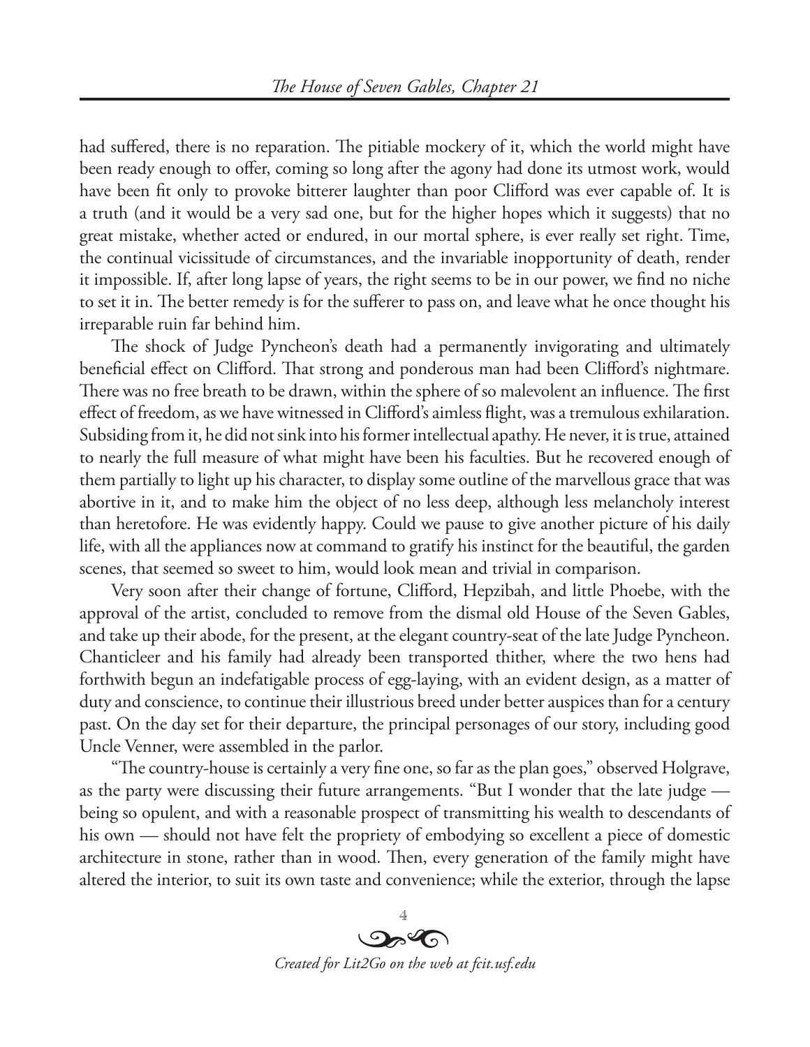had suffered, there is no reparation. The pitiable mockery of it, which the world might have been ready enough to offer, coming so long after the agony had done its utmost work, would have been fit only to provoke bitterer laughter than poor Clifford was ever capable of. It is a truth (and it would be a very sad one, but for the higher hopes which it suggests) that no great mistake, whether acted or endured, in our mortal sphere, is ever really set right. Time, the continual vicissitude of circumstances, and the invariable inopportunity of death, render it impossible. If, after long lapse of years, the right seems to be in our power, we find no niche to set it in. The better remedy is for the sufferer to pass on, and leave what he once thought his irreparable ruin far behind him.

The shock of Judge Pyncheon's death had a permanently invigorating and ultimately beneficial effect on Clifford. That strong and ponderous man had been Clifford's nightmare. There was no free breath to be drawn, within the sphere of so malevolent an influence. The first effect of freedom, as we have witnessed in Clifford's aimless flight, was a tremulous exhilaration. Subsiding from it, he did not sink into his former intellectual apathy. He never, it is true, attained to nearly the full measure of what might have been his faculties. But he recovered enough of them partially to light up his character, to display some outline of the marvellous grace that was abortive in it, and to make him the object of no less deep, although less melancholy interest than heretofore. He was evidently happy. Could we pause to give another picture of his daily life, with all the appliances now at command to gratify his instinct for the beautiful, the garden scenes, that seemed so sweet to him, would look mean and trivial in comparison.

Very soon after their change of fortune, Clifford, Hepzibah, and little Phoebe, with the approval of the artist, concluded to remove from the dismal old House of the Seven Gables, and take up their abode, for the present, at the elegant country-seat of the late Judge Pyncheon. Chanticleer and his family had already been transported thither, where the two hens had forthwith begun an indefatigable process of egg-laying, with an evident design, as a matter of duty and conscience, to continue their illustrious breed under better auspices than for a century past. On the day set for their departure, the principal personages of our story, including good Uncle Venner, were assembled in the parlor.

"The country-house is certainly a very fine one, so far as the plan goes," observed Holgrave, as the party were discussing their future arrangements. "But I wonder that the late judge — being so opulent, and with a reasonable prospect of transmitting his wealth to descendants of his own — should not have felt the propriety of embodying so excellent a piece of domestic architecture in stone, rather than in wood. Then, every generation of the family might have altered the interior, to suit its own taste and convenience; while the exterior, through the lapse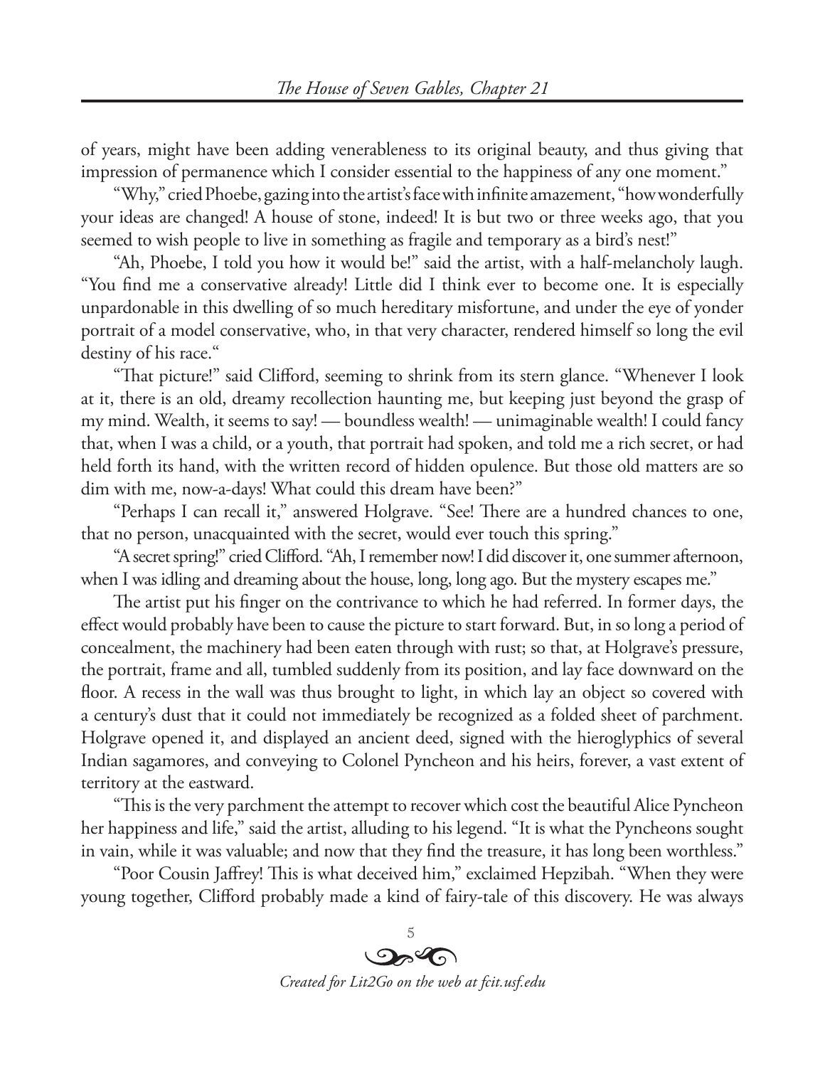of years, might have been adding venerableness to its original beauty, and thus giving that impression of permanence which I consider essential to the happiness of any one moment."

"Why," cried Phoebe, gazing into the artist's face with infinite amazement, "how wonderfully your ideas are changed! A house of stone, indeed! It is but two or three weeks ago, that you seemed to wish people to live in something as fragile and temporary as a bird's nest!"

"Ah, Phoebe, I told you how it would be!" said the artist, with a half-melancholy laugh. "You find me a conservative already! Little did I think ever to become one. It is especially unpardonable in this dwelling of so much hereditary misfortune, and under the eye of yonder portrait of a model conservative, who, in that very character, rendered himself so long the evil destiny of his race."

"That picture!" said Clifford, seeming to shrink from its stern glance. "Whenever I look at it, there is an old, dreamy recollection haunting me, but keeping just beyond the grasp of my mind. Wealth, it seems to say! — boundless wealth! — unimaginable wealth! I could fancy that, when I was a child, or a youth, that portrait had spoken, and told me a rich secret, or had held forth its hand, with the written record of hidden opulence. But those old matters are so dim with me, now-a-days! What could this dream have been?"

"Perhaps I can recall it," answered Holgrave. "See! There are a hundred chances to one, that no person, unacquainted with the secret, would ever touch this spring."

"A secret spring!" cried Clifford. "Ah, I remember now! I did discover it, one summer afternoon, when I was idling and dreaming about the house, long, long ago. But the mystery escapes me."

The artist put his finger on the contrivance to which he had referred. In former days, the effect would probably have been to cause the picture to start forward. But, in so long a period of concealment, the machinery had been eaten through with rust; so that, at Holgrave's pressure, the portrait, frame and all, tumbled suddenly from its position, and lay face downward on the floor. A recess in the wall was thus brought to light, in which lay an object so covered with a century's dust that it could not immediately be recognized as a folded sheet of parchment. Holgrave opened it, and displayed an ancient deed, signed with the hieroglyphics of several Indian sagamores, and conveying to Colonel Pyncheon and his heirs, forever, a vast extent of territory at the eastward.

"This is the very parchment the attempt to recover which cost the beautiful Alice Pyncheon her happiness and life," said the artist, alluding to his legend. "It is what the Pyncheons sought in vain, while it was valuable; and now that they find the treasure, it has long been worthless."

"Poor Cousin Jaffrey! This is what deceived him," exclaimed Hepzibah. "When they were young together, Clifford probably made a kind of fairy-tale of this discovery. He was always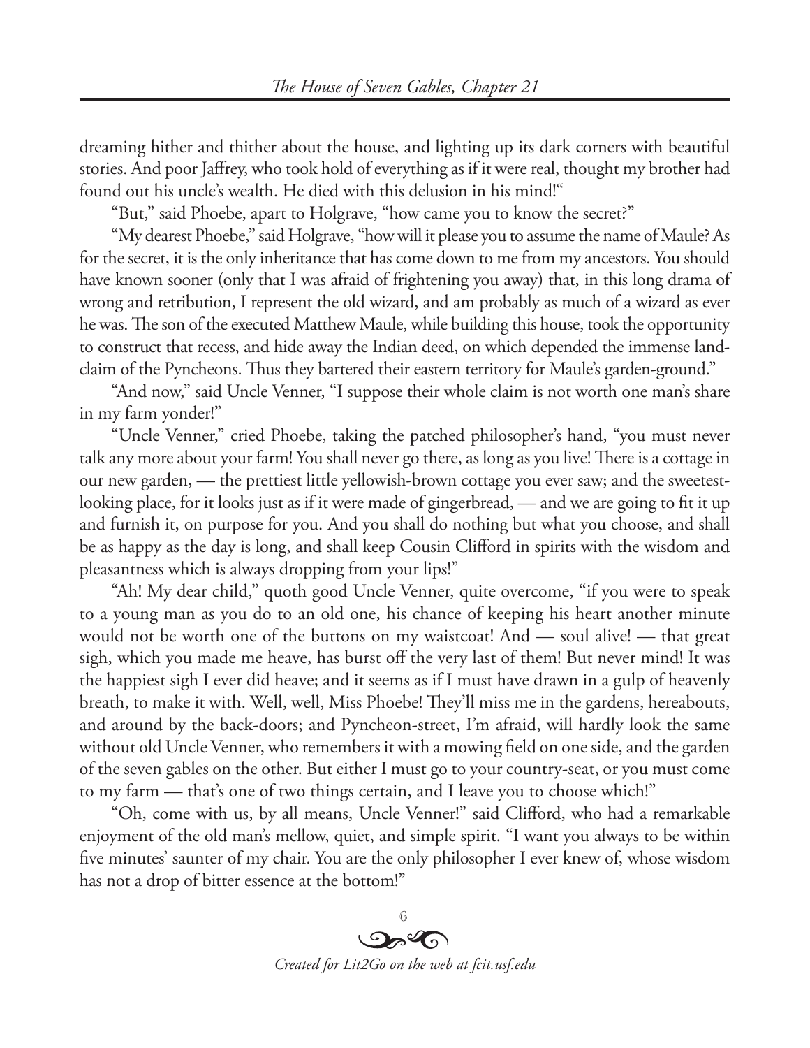dreaming hither and thither about the house, and lighting up its dark corners with beautiful stories. And poor Jaffrey, who took hold of everything as if it were real, thought my brother had found out his uncle's wealth. He died with this delusion in his mind!"

"But," said Phoebe, apart to Holgrave, "how came you to know the secret?"

"My dearest Phoebe," said Holgrave, "how will it please you to assume the name of Maule? As for the secret, it is the only inheritance that has come down to me from my ancestors. You should have known sooner (only that I was afraid of frightening you away) that, in this long drama of wrong and retribution, I represent the old wizard, and am probably as much of a wizard as ever he was. The son of the executed Matthew Maule, while building this house, took the opportunity to construct that recess, and hide away the Indian deed, on which depended the immense land-claim of the Pyncheons. Thus they bartered their eastern territory for Maule's garden-ground."

"And now," said Uncle Venner, "I suppose their whole claim is not worth one man's share in my farm yonder!"

"Uncle Venner," cried Phoebe, taking the patched philosopher's hand, "you must never talk any more about your farm! You shall never go there, as long as you live! There is a cottage in our new garden, — the prettiest little yellowish-brown cottage you ever saw; and the sweetest-looking place, for it looks just as if it were made of gingerbread, — and we are going to fit it up and furnish it, on purpose for you. And you shall do nothing but what you choose, and shall be as happy as the day is long, and shall keep Cousin Clifford in spirits with the wisdom and pleasantness which is always dropping from your lips!"

"Ah! My dear child," quoth good Uncle Venner, quite overcome, "if you were to speak to a young man as you do to an old one, his chance of keeping his heart another minute would not be worth one of the buttons on my waistcoat! And — soul alive! — that great sigh, which you made me heave, has burst off the very last of them! But never mind! It was the happiest sigh I ever did heave; and it seems as if I must have drawn in a gulp of heavenly breath, to make it with. Well, well, Miss Phoebe! They'll miss me in the gardens, hereabouts, and around by the back-doors; and Pyncheon-street, I'm afraid, will hardly look the same without old Uncle Venner, who remembers it with a mowing field on one side, and the garden of the seven gables on the other. But either I must go to your country-seat, or you must come to my farm — that's one of two things certain, and I leave you to choose which!"

"Oh, come with us, by all means, Uncle Venner!" said Clifford, who had a remarkable enjoyment of the old man's mellow, quiet, and simple spirit. "I want you always to be within five minutes' saunter of my chair. You are the only philosopher I ever knew of, whose wisdom has not a drop of bitter essence at the bottom!"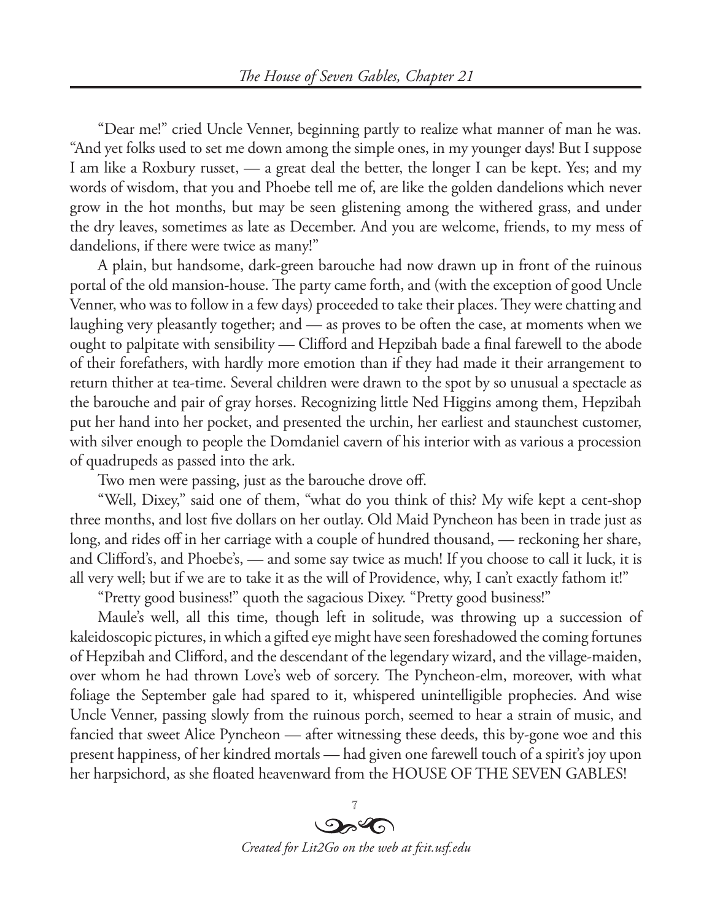"Dear me!" cried Uncle Venner, beginning partly to realize what manner of man he was. "And yet folks used to set me down among the simple ones, in my younger days! But I suppose I am like a Roxbury russet, — a great deal the better, the longer I can be kept. Yes; and my words of wisdom, that you and Phoebe tell me of, are like the golden dandelions which never grow in the hot months, but may be seen glistening among the withered grass, and under the dry leaves, sometimes as late as December. And you are welcome, friends, to my mess of dandelions, if there were twice as many!"

A plain, but handsome, dark-green barouche had now drawn up in front of the ruinous portal of the old mansion-house. The party came forth, and (with the exception of good Uncle Venner, who was to follow in a few days) proceeded to take their places. They were chatting and laughing very pleasantly together; and — as proves to be often the case, at moments when we ought to palpitate with sensibility — Clifford and Hepzibah bade a final farewell to the abode of their forefathers, with hardly more emotion than if they had made it their arrangement to return thither at tea-time. Several children were drawn to the spot by so unusual a spectacle as the barouche and pair of gray horses. Recognizing little Ned Higgins among them, Hepzibah put her hand into her pocket, and presented the urchin, her earliest and staunchest customer, with silver enough to people the Domdaniel cavern of his interior with as various a procession of quadrupeds as passed into the ark.

Two men were passing, just as the barouche drove off.

"Well, Dixey," said one of them, "what do you think of this? My wife kept a cent-shop three months, and lost five dollars on her outlay. Old Maid Pyncheon has been in trade just as long, and rides off in her carriage with a couple of hundred thousand, — reckoning her share, and Clifford's, and Phoebe's, — and some say twice as much! If you choose to call it luck, it is all very well; but if we are to take it as the will of Providence, why, I can't exactly fathom it!"

"Pretty good business!" quoth the sagacious Dixey. "Pretty good business!"

Maule's well, all this time, though left in solitude, was throwing up a succession of kaleidoscopic pictures, in which a gifted eye might have seen foreshadowed the coming fortunes of Hepzibah and Clifford, and the descendant of the legendary wizard, and the village-maiden, over whom he had thrown Love's web of sorcery. The Pyncheon-elm, moreover, with what foliage the September gale had spared to it, whispered unintelligible prophecies. And wise Uncle Venner, passing slowly from the ruinous porch, seemed to hear a strain of music, and fancied that sweet Alice Pyncheon — after witnessing these deeds, this by-gone woe and this present happiness, of her kindred mortals — had given one farewell touch of a spirit's joy upon her harpsichord, as she floated heavenward from the HOUSE OF THE SEVEN GABLES!